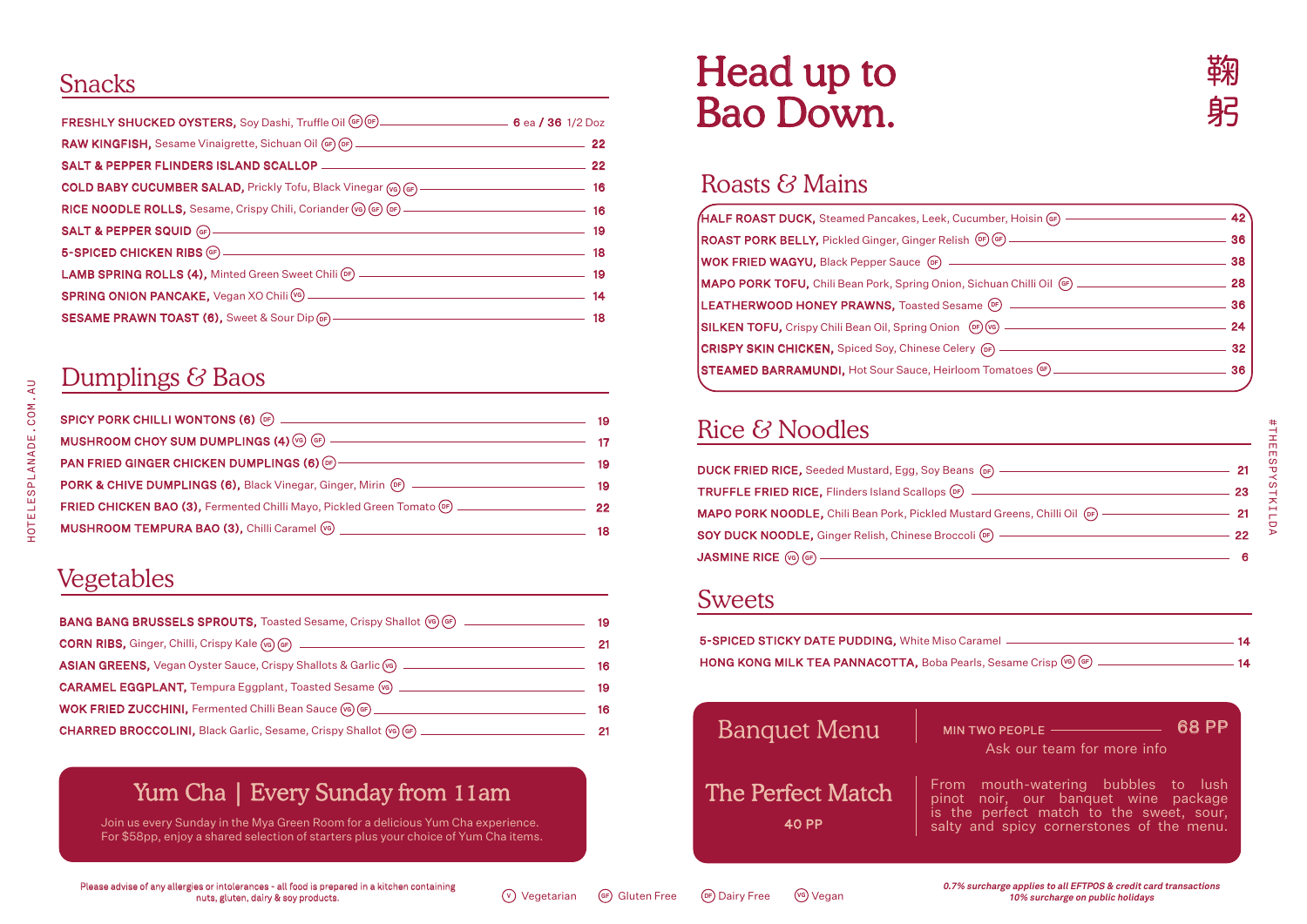## Snacks

**FRESHLY SHUCKED OYSTERS,** Soy Dashi, Truffle Oil (GF) (DF) — 6 ea / 36 1/2 Doz

**RAW KINGFISH,** Sesame Vinaigrette, Sichuan Oil (GF) (DF) — 22

**SALT & PEPPER FLINDERS ISLAND SCALLOP** — 22

**COLD BABY CUCUMBER SALAD,** Prickly Tofu, Black Vinegar (VG) (GF) — 16

**RICE NOODLE ROLLS,** Sesame, Crispy Chili, Coriander (VG) (GF) (DF) — 16

**SALT & PEPPER SQUID** (GF) — 19

**5-SPICED CHICKEN RIBS** (GF) — 18

**LAMB SPRING ROLLS (4),** Minted Green Sweet Chili (DF) — 19

**SPRING ONION PANCAKE,** Vegan XO Chili (VG) — 14

**SESAME PRAWN TOAST (6),** Sweet & Sour Dip (DF) — 18

## Dumplings & Baos

**SPICY PORK CHILLI WONTONS (6)** (DF) — 19

**MUSHROOM CHOY SUM DUMPLINGS (4)** (VG) (GF) — 17

**PAN FRIED GINGER CHICKEN DUMPLINGS (6)** (DF) — 19

**PORK & CHIVE DUMPLINGS (6),** Black Vinegar, Ginger, Mirin (DF) — 19

**FRIED CHICKEN BAO (3),** Fermented Chilli Mayo, Pickled Green Tomato (DF) — 22

**MUSHROOM TEMPURA BAO (3),** Chilli Caramel (VG) — 18

## Vegetables

**BANG BANG BRUSSELS SPROUTS,** Toasted Sesame, Crispy Shallot (VG) (GF) — 19

**CORN RIBS,** Ginger, Chilli, Crispy Kale (VG) (GF) — 21

**ASIAN GREENS,** Vegan Oyster Sauce, Crispy Shallots & Garlic (VG) — 16

**CARAMEL EGGPLANT,** Tempura Eggplant, Toasted Sesame (VG) — 19

**WOK FRIED ZUCCHINI,** Fermented Chilli Bean Sauce (VG) (GF) — 16

**CHARRED BROCCOLINI,** Black Garlic, Sesame, Crispy Shallot (VG) (GF) — 21

## Yum Cha | Every Sunday from 11am

Join us every Sunday in the Mya Green Room for a delicious Yum Cha experience. For $58pp, enjoy a shared selection of starters plus your choice of Yum Cha items.

# Head up to Bao Down.

鞠躬

## Roasts & Mains

**HALF ROAST DUCK,** Steamed Pancakes, Leek, Cucumber, Hoisin (GF) — 42

**ROAST PORK BELLY,** Pickled Ginger, Ginger Relish (DF) (GF) — 36

**WOK FRIED WAGYU,** Black Pepper Sauce (DF) — 38

**MAPO PORK TOFU,** Chili Bean Pork, Spring Onion, Sichuan Chilli Oil (GF) — 28

**LEATHERWOOD HONEY PRAWNS,** Toasted Sesame (DF) — 36

**SILKEN TOFU,** Crispy Chili Bean Oil, Spring Onion (DF) (VG) — 24

**CRISPY SKIN CHICKEN,** Spiced Soy, Chinese Celery (DF) — 32

**STEAMED BARRAMUNDI,** Hot Sour Sauce, Heirloom Tomatoes (GF) — 36

## Rice & Noodles

**DUCK FRIED RICE,** Seeded Mustard, Egg, Soy Beans (DF) — 21

**TRUFFLE FRIED RICE,** Flinders Island Scallops (DF) — 23

**MAPO PORK NOODLE,** Chili Bean Pork, Pickled Mustard Greens, Chilli Oil (DF) — 21

**SOY DUCK NOODLE,** Ginger Relish, Chinese Broccoli (DF) — 22

**JASMINE RICE** (VG) (GF) — 6

## Sweets

**5-SPICED STICKY DATE PUDDING,** White Miso Caramel — 14

**HONG KONG MILK TEA PANNACOTTA,** Boba Pearls, Sesame Crisp (VG) (GF) — 14

## Banquet Menu

MIN TWO PEOPLE — 68 PP

Ask our team for more info

## The Perfect Match

40 PP

From mouth-watering bubbles to lush pinot noir, our banquet wine package is the perfect match to the sweet, sour, salty and spicy cornerstones of the menu.

Please advise of any allergies or intolerances - all food is prepared in a kitchen containing nuts, gluten, dairy & soy products.

(V) Vegetarian (GF) Gluten Free (DF) Dairy Free (VG) Vegan

*0.7% surcharge applies to all EFTPOS & credit card transactions*
*10% surcharge on public holidays*

HOTELESPLANADE.COM.AU

#THEESPYSTKILDA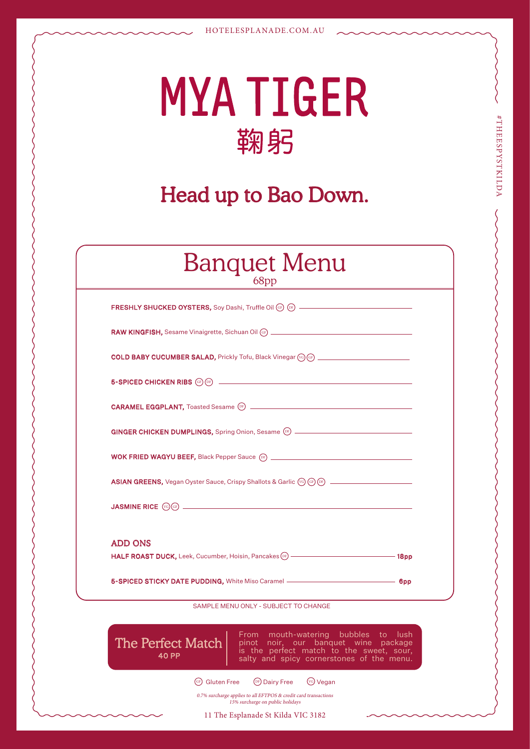# MYA TIGER

## 鞠躬

## Head up to Bao Down.

## Banquet Menu

68pp

**FRESHLY SHUCKED OYSTERS,** Soy Dashi, Truffle Oil (GF) (DF)

**RAW KINGFISH,** Sesame Vinaigrette, Sichuan Oil (GF)

**COLD BABY CUCUMBER SALAD,** Prickly Tofu, Black Vinegar (VG) (GF)

**5-SPICED CHICKEN RIBS** (GF) (DF)

**CARAMEL EGGPLANT,** Toasted Sesame (DF)

**GINGER CHICKEN DUMPLINGS,** Spring Onion, Sesame (DF)

**WOK FRIED WAGYU BEEF,** Black Pepper Sauce (DF)

**ASIAN GREENS,** Vegan Oyster Sauce, Crispy Shallots & Garlic (VG) (GF) (DF)

**JASMINE RICE** (VG) (GF)

### ADD ONS

**HALF ROAST DUCK,** Leek, Cucumber, Hoisin, Pancakes (DF) — **18pp**

**5-SPICED STICKY DATE PUDDING,** White Miso Caramel — **6pp**

SAMPLE MENU ONLY - SUBJECT TO CHANGE

### The Perfect Match

**40 PP**

From mouth-watering bubbles to lush pinot noir, our banquet wine package is the perfect match to the sweet, sour, salty and spicy cornerstones of the menu.

(GF) Gluten Free (DF) Dairy Free (VG) Vegan

*0.7% surcharge applies to all EFTPOS & credit card transactions*
*15% surcharge on public holidays*

11 The Esplanade St Kilda VIC 3182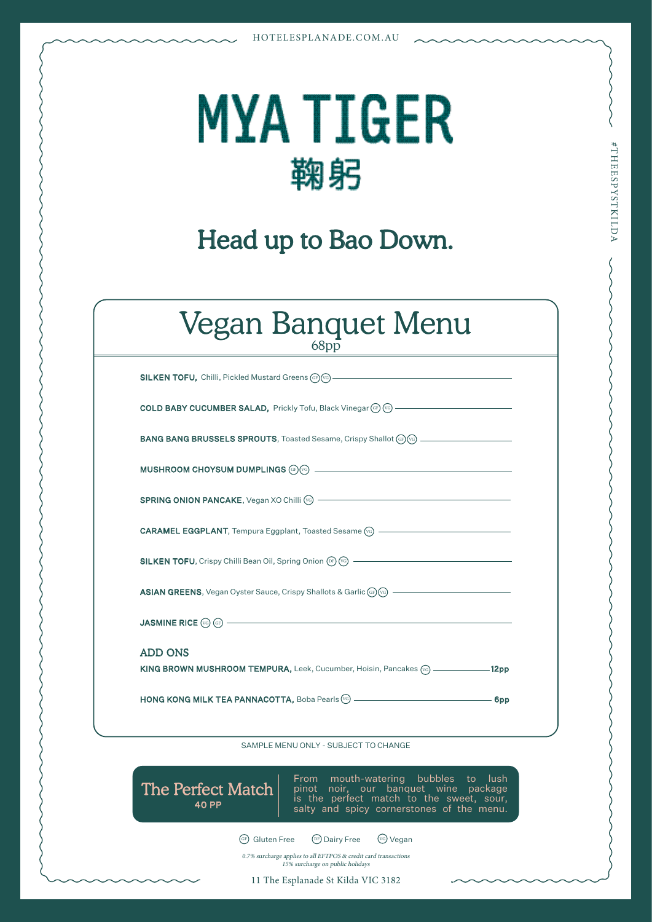HOTELESPLANADE.COM.AU

# MYA TIGER
# 鞠躬

## Head up to Bao Down.

## Vegan Banquet Menu
68pp

**SILKEN TOFU,** Chilli, Pickled Mustard Greens (GF) (VG)

**COLD BABY CUCUMBER SALAD,** Prickly Tofu, Black Vinegar (GF) (VG)

**BANG BANG BRUSSELS SPROUTS**, Toasted Sesame, Crispy Shallot (GF) (VG)

**MUSHROOM CHOYSUM DUMPLINGS** (GF) (VG)

**SPRING ONION PANCAKE**, Vegan XO Chilli (VG)

**CARAMEL EGGPLANT**, Tempura Eggplant, Toasted Sesame (VG)

**SILKEN TOFU**, Crispy Chilli Bean Oil, Spring Onion (DF) (VG)

**ASIAN GREENS**, Vegan Oyster Sauce, Crispy Shallots & Garlic (GF) (VG)

**JASMINE RICE** (VG) (GF)

### ADD ONS

**KING BROWN MUSHROOM TEMPURA,** Leek, Cucumber, Hoisin, Pancakes (VG) — **12pp**

**HONG KONG MILK TEA PANNACOTTA,** Boba Pearls (VG) — **6pp**

SAMPLE MENU ONLY - SUBJECT TO CHANGE

**The Perfect Match**
**40 PP**

From mouth-watering bubbles to lush pinot noir, our banquet wine package is the perfect match to the sweet, sour, salty and spicy cornerstones of the menu.

(GF) Gluten Free (DF) Dairy Free (VG) Vegan

*0.7% surcharge applies to all EFTPOS & credit card transactions*
*15% surcharge on public holidays*

11 The Esplanade St Kilda VIC 3182

#THEESPYSTKILDA